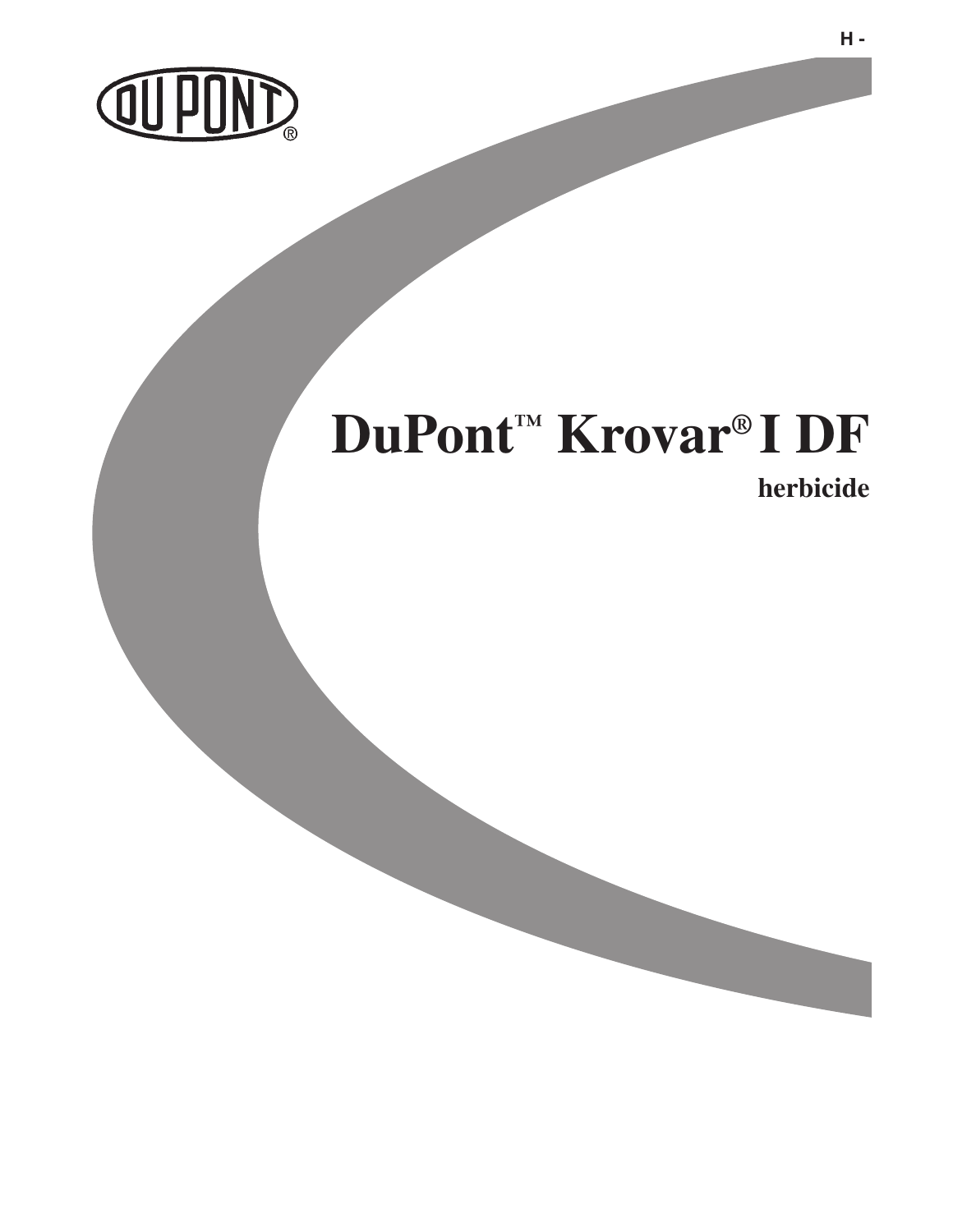H -

# DuPont™ Krovar® I DF

**herbicide**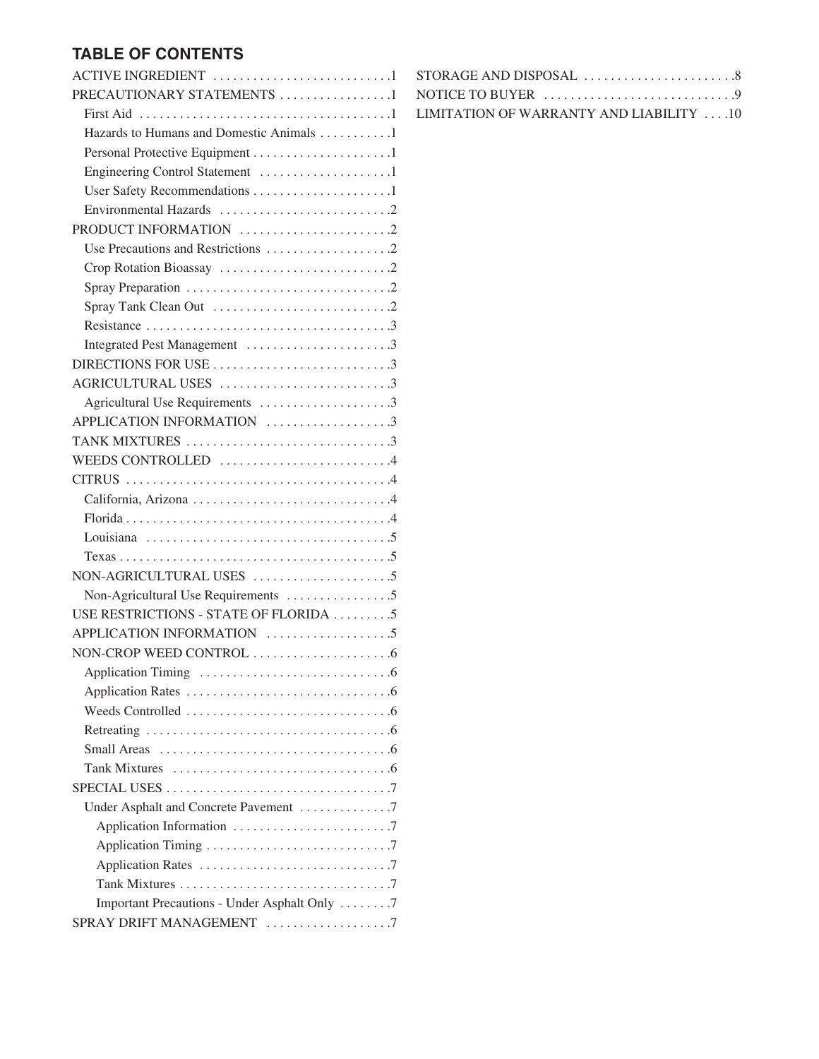## TABLE OF CONTENTS

- ACTIVE INGREDIENT .......................... 1
- PRECAUTIONARY STATEMENTS ................ 1
  - First Aid .......................................... 1
  - Hazards to Humans and Domestic Animals ........... 1
  - Personal Protective Equipment ..................... 1
  - Engineering Control Statement .................... 1
  - User Safety Recommendations ..................... 1
  - Environmental Hazards .......................... 2
- PRODUCT INFORMATION ...................... 2
  - Use Precautions and Restrictions .................. 2
  - Crop Rotation Bioassay .......................... 2
  - Spray Preparation .............................. 2
  - Spray Tank Clean Out .......................... 2
  - Resistance .................................... 3
  - Integrated Pest Management ...................... 3
- DIRECTIONS FOR USE .......................... 3
- AGRICULTURAL USES .......................... 3
  - Agricultural Use Requirements .................... 3
- APPLICATION INFORMATION .................. 3
- TANK MIXTURES .............................. 3
- WEEDS CONTROLLED .......................... 4
- CITRUS ...................................... 4
  - California, Arizona ............................ 4
  - Florida ........................................ 4
  - Louisiana .................................... 5
  - Texas ........................................ 5
- NON-AGRICULTURAL USES .................... 5
  - Non-Agricultural Use Requirements ................ 5
- USE RESTRICTIONS - STATE OF FLORIDA ......... 5
- APPLICATION INFORMATION .................. 5
- NON-CROP WEED CONTROL .................... 6
  - Application Timing ............................ 6
  - Application Rates .............................. 6
  - Weeds Controlled .............................. 6
  - Retreating .................................... 6
  - Small Areas .................................. 6
  - Tank Mixtures ................................ 6
- SPECIAL USES ................................ 7
  - Under Asphalt and Concrete Pavement ............. 7
    - Application Information ........................ 7
    - Application Timing ........................... 7
    - Application Rates ............................ 7
    - Tank Mixtures ................................ 7
    - Important Precautions - Under Asphalt Only ........ 7
- SPRAY DRIFT MANAGEMENT .................. 7
- STORAGE AND DISPOSAL ...................... 8
- NOTICE TO BUYER ............................ 9
- LIMITATION OF WARRANTY AND LIABILITY .... 10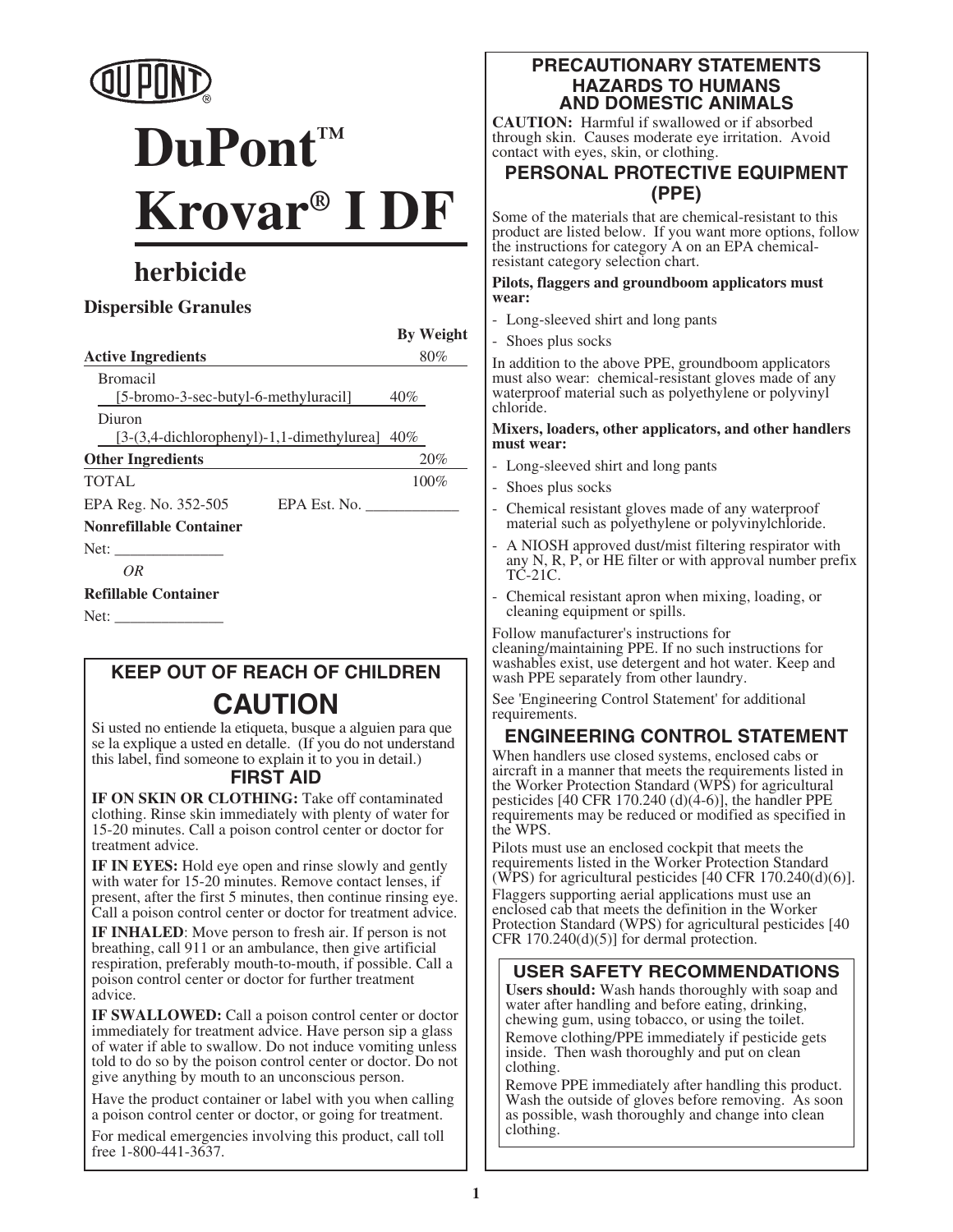DUPONT®

# DuPont™ Krovar® I DF

## herbicide

**Dispersible Granules**

| | By Weight |
|---|---|
| **Active Ingredients** | 80% |
| Bromacil [5-bromo-3-sec-butyl-6-methyluracil] | 40% |
| Diuron [3-(3,4-dichlorophenyl)-1,1-dimethylurea] | 40% |
| **Other Ingredients** | 20% |
| TOTAL | 100% |

EPA Reg. No. 352-505 EPA Est. No. ____________

**Nonrefillable Container**

Net: ______________

*OR*

**Refillable Container**

Net: ______________

### KEEP OUT OF REACH OF CHILDREN

## CAUTION

Si usted no entiende la etiqueta, busque a alguien para que se la explique a usted en detalle. (If you do not understand this label, find someone to explain it to you in detail.)

### FIRST AID

**IF ON SKIN OR CLOTHING:** Take off contaminated clothing. Rinse skin immediately with plenty of water for 15-20 minutes. Call a poison control center or doctor for treatment advice.

**IF IN EYES:** Hold eye open and rinse slowly and gently with water for 15-20 minutes. Remove contact lenses, if present, after the first 5 minutes, then continue rinsing eye. Call a poison control center or doctor for treatment advice.

**IF INHALED**: Move person to fresh air. If person is not breathing, call 911 or an ambulance, then give artificial respiration, preferably mouth-to-mouth, if possible. Call a poison control center or doctor for further treatment advice.

**IF SWALLOWED:** Call a poison control center or doctor immediately for treatment advice. Have person sip a glass of water if able to swallow. Do not induce vomiting unless told to do so by the poison control center or doctor. Do not give anything by mouth to an unconscious person.

Have the product container or label with you when calling a poison control center or doctor, or going for treatment.

For medical emergencies involving this product, call toll free 1-800-441-3637.

### PRECAUTIONARY STATEMENTS HAZARDS TO HUMANS AND DOMESTIC ANIMALS

**CAUTION:** Harmful if swallowed or if absorbed through skin. Causes moderate eye irritation. Avoid contact with eyes, skin, or clothing.

### PERSONAL PROTECTIVE EQUIPMENT (PPE)

Some of the materials that are chemical-resistant to this product are listed below. If you want more options, follow the instructions for category A on an EPA chemical-resistant category selection chart.

**Pilots, flaggers and groundboom applicators must wear:**

- Long-sleeved shirt and long pants
- Shoes plus socks

In addition to the above PPE, groundboom applicators must also wear: chemical-resistant gloves made of any waterproof material such as polyethylene or polyvinyl chloride.

**Mixers, loaders, other applicators, and other handlers must wear:**

- Long-sleeved shirt and long pants
- Shoes plus socks
- Chemical resistant gloves made of any waterproof material such as polyethylene or polyvinylchloride.
- A NIOSH approved dust/mist filtering respirator with any N, R, P, or HE filter or with approval number prefix TC-21C.
- Chemical resistant apron when mixing, loading, or cleaning equipment or spills.

Follow manufacturer's instructions for cleaning/maintaining PPE. If no such instructions for washables exist, use detergent and hot water. Keep and wash PPE separately from other laundry.

See 'Engineering Control Statement' for additional requirements.

### ENGINEERING CONTROL STATEMENT

When handlers use closed systems, enclosed cabs or aircraft in a manner that meets the requirements listed in the Worker Protection Standard (WPS) for agricultural pesticides [40 CFR 170.240 (d)(4-6)], the handler PPE requirements may be reduced or modified as specified in the WPS.

Pilots must use an enclosed cockpit that meets the requirements listed in the Worker Protection Standard (WPS) for agricultural pesticides [40 CFR 170.240(d)(6)].

Flaggers supporting aerial applications must use an enclosed cab that meets the definition in the Worker Protection Standard (WPS) for agricultural pesticides [40 CFR 170.240(d)(5)] for dermal protection.

### USER SAFETY RECOMMENDATIONS

**Users should:** Wash hands thoroughly with soap and water after handling and before eating, drinking, chewing gum, using tobacco, or using the toilet.

Remove clothing/PPE immediately if pesticide gets inside. Then wash thoroughly and put on clean clothing.

Remove PPE immediately after handling this product. Wash the outside of gloves before removing. As soon as possible, wash thoroughly and change into clean clothing.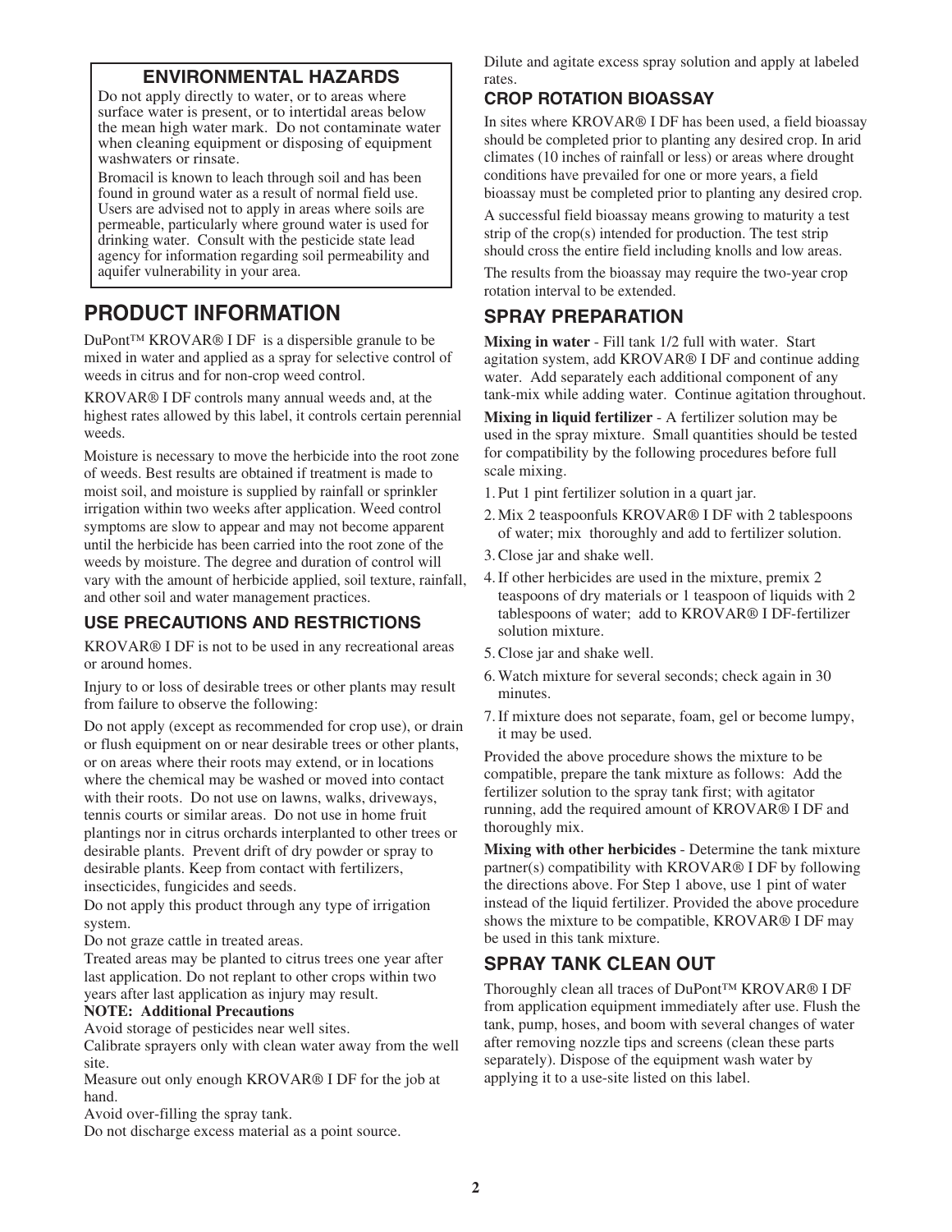## ENVIRONMENTAL HAZARDS

Do not apply directly to water, or to areas where surface water is present, or to intertidal areas below the mean high water mark. Do not contaminate water when cleaning equipment or disposing of equipment washwaters or rinsate.

Bromacil is known to leach through soil and has been found in ground water as a result of normal field use. Users are advised not to apply in areas where soils are permeable, particularly where ground water is used for drinking water. Consult with the pesticide state lead agency for information regarding soil permeability and aquifer vulnerability in your area.

# PRODUCT INFORMATION

DuPont™ KROVAR® I DF is a dispersible granule to be mixed in water and applied as a spray for selective control of weeds in citrus and for non-crop weed control.

KROVAR® I DF controls many annual weeds and, at the highest rates allowed by this label, it controls certain perennial weeds.

Moisture is necessary to move the herbicide into the root zone of weeds. Best results are obtained if treatment is made to moist soil, and moisture is supplied by rainfall or sprinkler irrigation within two weeks after application. Weed control symptoms are slow to appear and may not become apparent until the herbicide has been carried into the root zone of the weeds by moisture. The degree and duration of control will vary with the amount of herbicide applied, soil texture, rainfall, and other soil and water management practices.

## USE PRECAUTIONS AND RESTRICTIONS

KROVAR® I DF is not to be used in any recreational areas or around homes.

Injury to or loss of desirable trees or other plants may result from failure to observe the following:

Do not apply (except as recommended for crop use), or drain or flush equipment on or near desirable trees or other plants, or on areas where their roots may extend, or in locations where the chemical may be washed or moved into contact with their roots. Do not use on lawns, walks, driveways, tennis courts or similar areas. Do not use in home fruit plantings nor in citrus orchards interplanted to other trees or desirable plants. Prevent drift of dry powder or spray to desirable plants. Keep from contact with fertilizers, insecticides, fungicides and seeds.

Do not apply this product through any type of irrigation system.

Do not graze cattle in treated areas.

Treated areas may be planted to citrus trees one year after last application. Do not replant to other crops within two years after last application as injury may result.

**NOTE: Additional Precautions**

Avoid storage of pesticides near well sites.

Calibrate sprayers only with clean water away from the well site.

Measure out only enough KROVAR® I DF for the job at hand.

Avoid over-filling the spray tank.

Do not discharge excess material as a point source.

Dilute and agitate excess spray solution and apply at labeled rates.

## CROP ROTATION BIOASSAY

In sites where KROVAR® I DF has been used, a field bioassay should be completed prior to planting any desired crop. In arid climates (10 inches of rainfall or less) or areas where drought conditions have prevailed for one or more years, a field bioassay must be completed prior to planting any desired crop.

A successful field bioassay means growing to maturity a test strip of the crop(s) intended for production. The test strip should cross the entire field including knolls and low areas.

The results from the bioassay may require the two-year crop rotation interval to be extended.

## SPRAY PREPARATION

**Mixing in water** - Fill tank 1/2 full with water. Start agitation system, add KROVAR® I DF and continue adding water. Add separately each additional component of any tank-mix while adding water. Continue agitation throughout.

**Mixing in liquid fertilizer** - A fertilizer solution may be used in the spray mixture. Small quantities should be tested for compatibility by the following procedures before full scale mixing.

1. Put 1 pint fertilizer solution in a quart jar.
2. Mix 2 teaspoonfuls KROVAR® I DF with 2 tablespoons of water; mix thoroughly and add to fertilizer solution.
3. Close jar and shake well.
4. If other herbicides are used in the mixture, premix 2 teaspoons of dry materials or 1 teaspoon of liquids with 2 tablespoons of water; add to KROVAR® I DF-fertilizer solution mixture.
5. Close jar and shake well.
6. Watch mixture for several seconds; check again in 30 minutes.
7. If mixture does not separate, foam, gel or become lumpy, it may be used.

Provided the above procedure shows the mixture to be compatible, prepare the tank mixture as follows: Add the fertilizer solution to the spray tank first; with agitator running, add the required amount of KROVAR® I DF and thoroughly mix.

**Mixing with other herbicides** - Determine the tank mixture partner(s) compatibility with KROVAR® I DF by following the directions above. For Step 1 above, use 1 pint of water instead of the liquid fertilizer. Provided the above procedure shows the mixture to be compatible, KROVAR® I DF may be used in this tank mixture.

## SPRAY TANK CLEAN OUT

Thoroughly clean all traces of DuPont™ KROVAR® I DF from application equipment immediately after use. Flush the tank, pump, hoses, and boom with several changes of water after removing nozzle tips and screens (clean these parts separately). Dispose of the equipment wash water by applying it to a use-site listed on this label.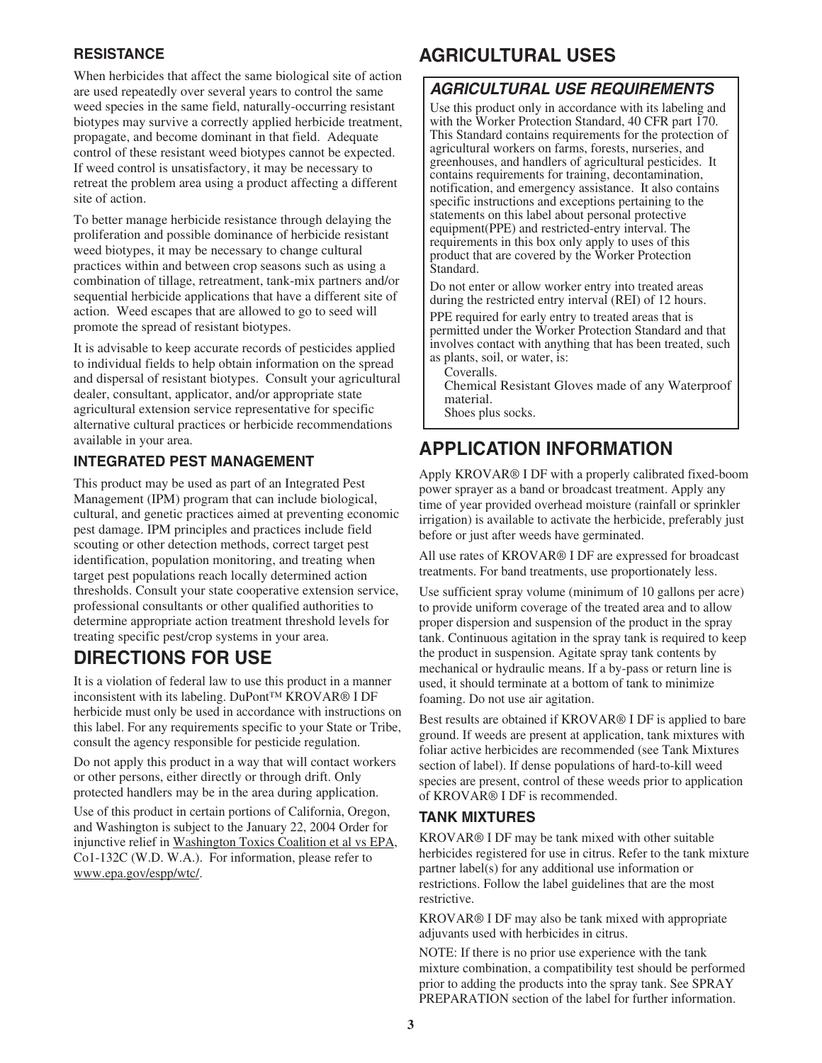### RESISTANCE

When herbicides that affect the same biological site of action are used repeatedly over several years to control the same weed species in the same field, naturally-occurring resistant biotypes may survive a correctly applied herbicide treatment, propagate, and become dominant in that field. Adequate control of these resistant weed biotypes cannot be expected. If weed control is unsatisfactory, it may be necessary to retreat the problem area using a product affecting a different site of action.

To better manage herbicide resistance through delaying the proliferation and possible dominance of herbicide resistant weed biotypes, it may be necessary to change cultural practices within and between crop seasons such as using a combination of tillage, retreatment, tank-mix partners and/or sequential herbicide applications that have a different site of action. Weed escapes that are allowed to go to seed will promote the spread of resistant biotypes.

It is advisable to keep accurate records of pesticides applied to individual fields to help obtain information on the spread and dispersal of resistant biotypes. Consult your agricultural dealer, consultant, applicator, and/or appropriate state agricultural extension service representative for specific alternative cultural practices or herbicide recommendations available in your area.

### INTEGRATED PEST MANAGEMENT

This product may be used as part of an Integrated Pest Management (IPM) program that can include biological, cultural, and genetic practices aimed at preventing economic pest damage. IPM principles and practices include field scouting or other detection methods, correct target pest identification, population monitoring, and treating when target pest populations reach locally determined action thresholds. Consult your state cooperative extension service, professional consultants or other qualified authorities to determine appropriate action treatment threshold levels for treating specific pest/crop systems in your area.

## DIRECTIONS FOR USE

It is a violation of federal law to use this product in a manner inconsistent with its labeling. DuPont™ KROVAR® I DF herbicide must only be used in accordance with instructions on this label. For any requirements specific to your State or Tribe, consult the agency responsible for pesticide regulation.

Do not apply this product in a way that will contact workers or other persons, either directly or through drift. Only protected handlers may be in the area during application.

Use of this product in certain portions of California, Oregon, and Washington is subject to the January 22, 2004 Order for injunctive relief in Washington Toxics Coalition et al vs EPA, Co1-132C (W.D. W.A.). For information, please refer to www.epa.gov/espp/wtc/.

## AGRICULTURAL USES

### *AGRICULTURAL USE REQUIREMENTS*

Use this product only in accordance with its labeling and with the Worker Protection Standard, 40 CFR part 170. This Standard contains requirements for the protection of agricultural workers on farms, forests, nurseries, and greenhouses, and handlers of agricultural pesticides. It contains requirements for training, decontamination, notification, and emergency assistance. It also contains specific instructions and exceptions pertaining to the statements on this label about personal protective equipment(PPE) and restricted-entry interval. The requirements in this box only apply to uses of this product that are covered by the Worker Protection Standard.

Do not enter or allow worker entry into treated areas during the restricted entry interval (REI) of 12 hours.

PPE required for early entry to treated areas that is permitted under the Worker Protection Standard and that involves contact with anything that has been treated, such as plants, soil, or water, is:

Coveralls.
Chemical Resistant Gloves made of any Waterproof material.
Shoes plus socks.

## APPLICATION INFORMATION

Apply KROVAR® I DF with a properly calibrated fixed-boom power sprayer as a band or broadcast treatment. Apply any time of year provided overhead moisture (rainfall or sprinkler irrigation) is available to activate the herbicide, preferably just before or just after weeds have germinated.

All use rates of KROVAR® I DF are expressed for broadcast treatments. For band treatments, use proportionately less.

Use sufficient spray volume (minimum of 10 gallons per acre) to provide uniform coverage of the treated area and to allow proper dispersion and suspension of the product in the spray tank. Continuous agitation in the spray tank is required to keep the product in suspension. Agitate spray tank contents by mechanical or hydraulic means. If a by-pass or return line is used, it should terminate at a bottom of tank to minimize foaming. Do not use air agitation.

Best results are obtained if KROVAR® I DF is applied to bare ground. If weeds are present at application, tank mixtures with foliar active herbicides are recommended (see Tank Mixtures section of label). If dense populations of hard-to-kill weed species are present, control of these weeds prior to application of KROVAR® I DF is recommended.

### TANK MIXTURES

KROVAR® I DF may be tank mixed with other suitable herbicides registered for use in citrus. Refer to the tank mixture partner label(s) for any additional use information or restrictions. Follow the label guidelines that are the most restrictive.

KROVAR® I DF may also be tank mixed with appropriate adjuvants used with herbicides in citrus.

NOTE: If there is no prior use experience with the tank mixture combination, a compatibility test should be performed prior to adding the products into the spray tank. See SPRAY PREPARATION section of the label for further information.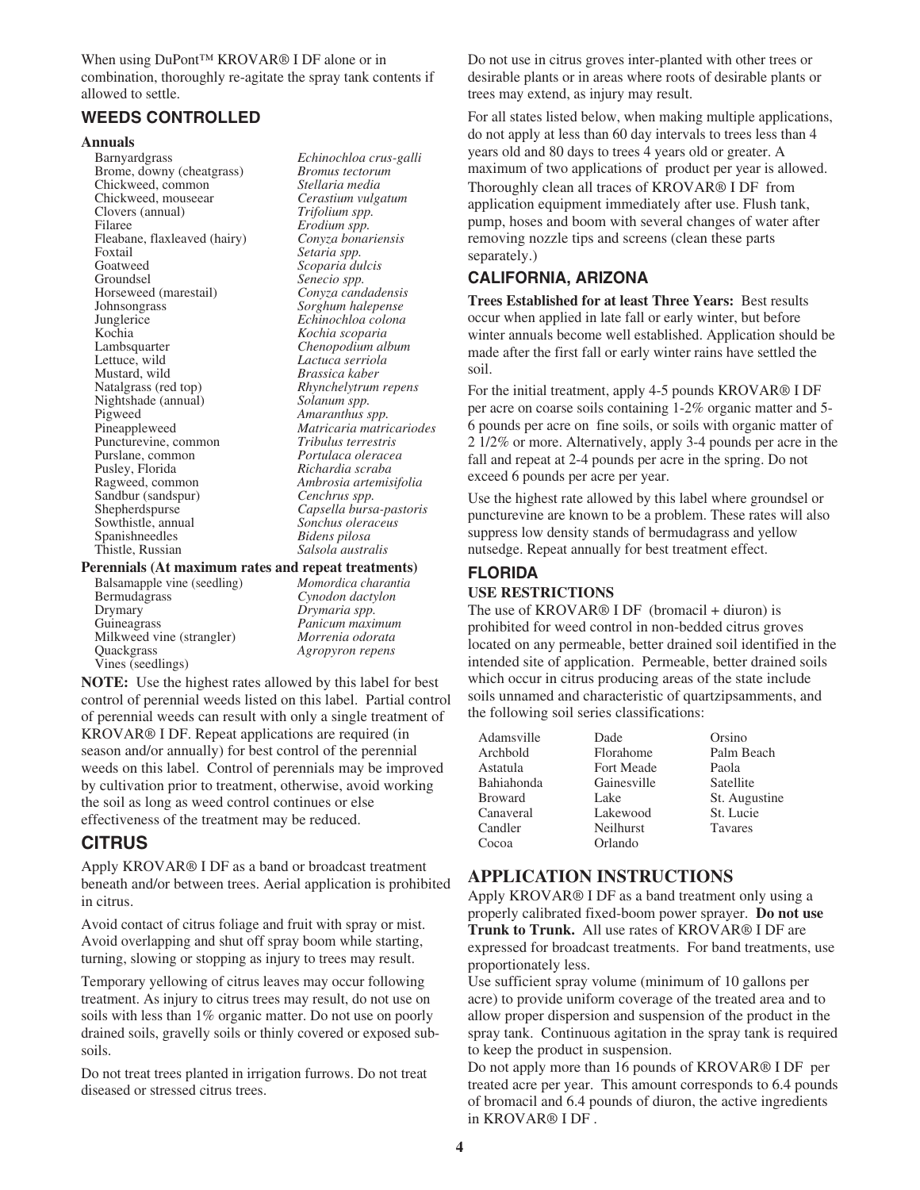When using DuPont™ KROVAR® I DF alone or in combination, thoroughly re-agitate the spray tank contents if allowed to settle.

## WEEDS CONTROLLED

**Annuals**

| Common Name | Scientific Name |
|---|---|
| Barnyardgrass | *Echinochloa crus-galli* |
| Brome, downy (cheatgrass) | *Bromus tectorum* |
| Chickweed, common | *Stellaria media* |
| Chickweed, mouseear | *Cerastium vulgatum* |
| Clovers (annual) | *Trifolium spp.* |
| Filaree | *Erodium spp.* |
| Fleabane, flaxleaved (hairy) | *Conyza bonariensis* |
| Foxtail | *Setaria spp.* |
| Goatweed | *Scoparia dulcis* |
| Groundsel | *Senecio spp.* |
| Horseweed (marestail) | *Conyza candadensis* |
| Johnsongrass | *Sorghum halepense* |
| Junglerice | *Echinochloa colona* |
| Kochia | *Kochia scoparia* |
| Lambsquarter | *Chenopodium album* |
| Lettuce, wild | *Lactuca serriola* |
| Mustard, wild | *Brassica kaber* |
| Natalgrass (red top) | *Rhynchelytrum repens* |
| Nightshade (annual) | *Solanum spp.* |
| Pigweed | *Amaranthus spp.* |
| Pineappleweed | *Matricaria matricariodes* |
| Puncturevine, common | *Tribulus terrestris* |
| Purslane, common | *Portulaca oleracea* |
| Pusley, Florida | *Richardia scraba* |
| Ragweed, common | *Ambrosia artemisifolia* |
| Sandbur (sandspur) | *Cenchrus spp.* |
| Shepherdspurse | *Capsella bursa-pastoris* |
| Sowthistle, annual | *Sonchus oleraceus* |
| Spanishneedles | *Bidens pilosa* |
| Thistle, Russian | *Salsola australis* |

**Perennials (At maximum rates and repeat treatments)**

| Common Name | Scientific Name |
|---|---|
| Balsamapple vine (seedling) | *Momordica charantia* |
| Bermudagrass | *Cynodon dactylon* |
| Drymary | *Drymaria spp.* |
| Guineagrass | *Panicum maximum* |
| Milkweed vine (strangler) | *Morrenia odorata* |
| Quackgrass | *Agropyron repens* |
| Vines (seedlings) | |

**NOTE:** Use the highest rates allowed by this label for best control of perennial weeds listed on this label. Partial control of perennial weeds can result with only a single treatment of KROVAR® I DF. Repeat applications are required (in season and/or annually) for best control of the perennial weeds on this label. Control of perennials may be improved by cultivation prior to treatment, otherwise, avoid working the soil as long as weed control continues or else effectiveness of the treatment may be reduced.

## CITRUS

Apply KROVAR® I DF as a band or broadcast treatment beneath and/or between trees. Aerial application is prohibited in citrus.

Avoid contact of citrus foliage and fruit with spray or mist. Avoid overlapping and shut off spray boom while starting, turning, slowing or stopping as injury to trees may result.

Temporary yellowing of citrus leaves may occur following treatment. As injury to citrus trees may result, do not use on soils with less than 1% organic matter. Do not use on poorly drained soils, gravelly soils or thinly covered or exposed sub-soils.

Do not treat trees planted in irrigation furrows. Do not treat diseased or stressed citrus trees.

Do not use in citrus groves inter-planted with other trees or desirable plants or in areas where roots of desirable plants or trees may extend, as injury may result.

For all states listed below, when making multiple applications, do not apply at less than 60 day intervals to trees less than 4 years old and 80 days to trees 4 years old or greater. A maximum of two applications of product per year is allowed.
Thoroughly clean all traces of KROVAR® I DF from application equipment immediately after use. Flush tank, pump, hoses and boom with several changes of water after removing nozzle tips and screens (clean these parts separately.)

## CALIFORNIA, ARIZONA

**Trees Established for at least Three Years:** Best results occur when applied in late fall or early winter, but before winter annuals become well established. Application should be made after the first fall or early winter rains have settled the soil.

For the initial treatment, apply 4-5 pounds KROVAR® I DF per acre on coarse soils containing 1-2% organic matter and 5-6 pounds per acre on fine soils, or soils with organic matter of 2 1/2% or more. Alternatively, apply 3-4 pounds per acre in the fall and repeat at 2-4 pounds per acre in the spring. Do not exceed 6 pounds per acre per year.

Use the highest rate allowed by this label where groundsel or puncturevine are known to be a problem. These rates will also suppress low density stands of bermudagrass and yellow nutsedge. Repeat annually for best treatment effect.

## FLORIDA

### USE RESTRICTIONS

The use of KROVAR® I DF (bromacil + diuron) is prohibited for weed control in non-bedded citrus groves located on any permeable, better drained soil identified in the intended site of application. Permeable, better drained soils which occur in citrus producing areas of the state include soils unnamed and characteristic of quartzipsamments, and the following soil series classifications:

| | | |
|---|---|---|
| Adamsville | Dade | Orsino |
| Archbold | Florahome | Palm Beach |
| Astatula | Fort Meade | Paola |
| Bahiahonda | Gainesville | Satellite |
| Broward | Lake | St. Augustine |
| Canaveral | Lakewood | St. Lucie |
| Candler | Neilhurst | Tavares |
| Cocoa | Orlando | |

## APPLICATION INSTRUCTIONS

Apply KROVAR® I DF as a band treatment only using a properly calibrated fixed-boom power sprayer. **Do not use Trunk to Trunk.** All use rates of KROVAR® I DF are expressed for broadcast treatments. For band treatments, use proportionately less.

Use sufficient spray volume (minimum of 10 gallons per acre) to provide uniform coverage of the treated area and to allow proper dispersion and suspension of the product in the spray tank. Continuous agitation in the spray tank is required to keep the product in suspension.

Do not apply more than 16 pounds of KROVAR® I DF per treated acre per year. This amount corresponds to 6.4 pounds of bromacil and 6.4 pounds of diuron, the active ingredients in KROVAR® I DF .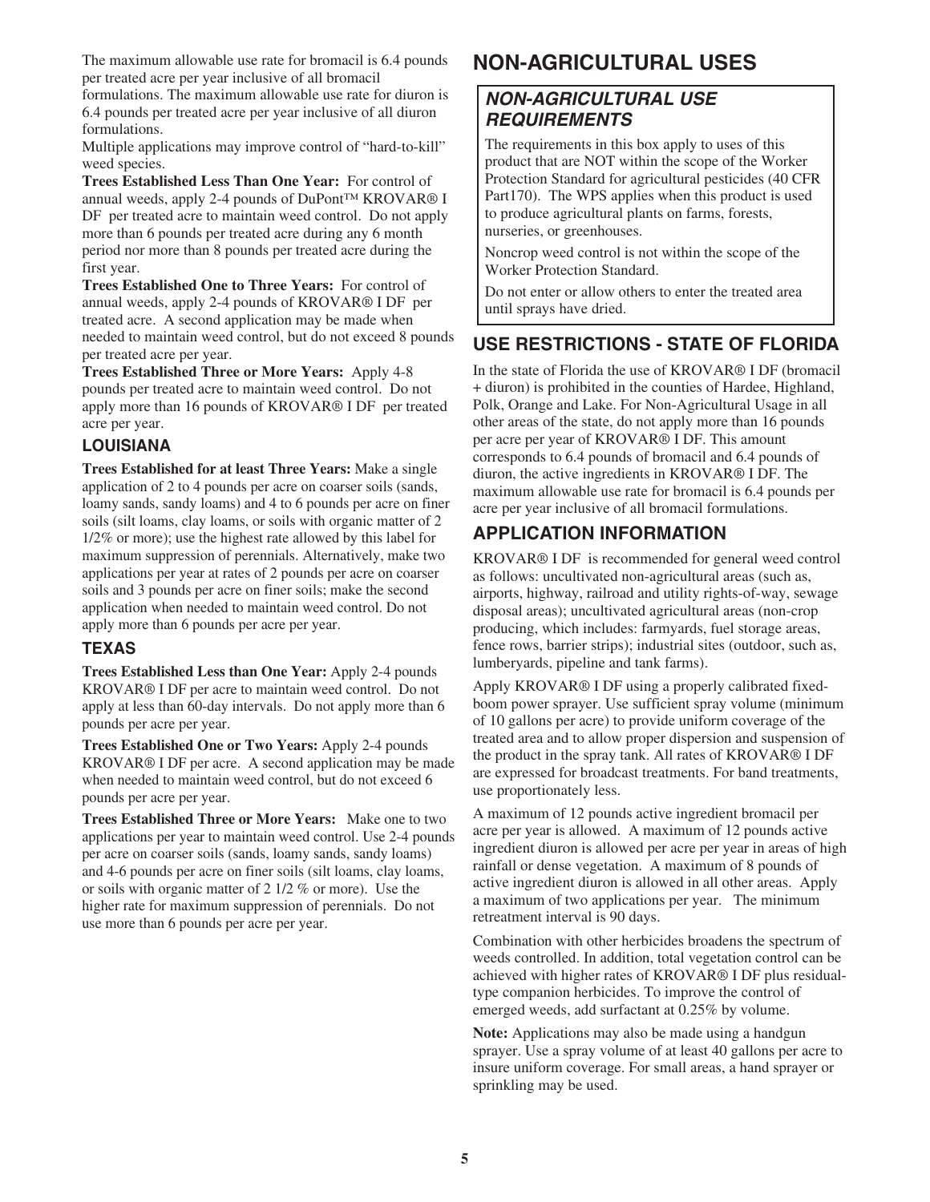The maximum allowable use rate for bromacil is 6.4 pounds per treated acre per year inclusive of all bromacil formulations. The maximum allowable use rate for diuron is 6.4 pounds per treated acre per year inclusive of all diuron formulations.

Multiple applications may improve control of "hard-to-kill" weed species.

**Trees Established Less Than One Year:** For control of annual weeds, apply 2-4 pounds of DuPont™ KROVAR® I DF per treated acre to maintain weed control. Do not apply more than 6 pounds per treated acre during any 6 month period nor more than 8 pounds per treated acre during the first year.

**Trees Established One to Three Years:** For control of annual weeds, apply 2-4 pounds of KROVAR® I DF per treated acre. A second application may be made when needed to maintain weed control, but do not exceed 8 pounds per treated acre per year.

**Trees Established Three or More Years:** Apply 4-8 pounds per treated acre to maintain weed control. Do not apply more than 16 pounds of KROVAR® I DF per treated acre per year.

### LOUISIANA

**Trees Established for at least Three Years:** Make a single application of 2 to 4 pounds per acre on coarser soils (sands, loamy sands, sandy loams) and 4 to 6 pounds per acre on finer soils (silt loams, clay loams, or soils with organic matter of 2 1/2% or more); use the highest rate allowed by this label for maximum suppression of perennials. Alternatively, make two applications per year at rates of 2 pounds per acre on coarser soils and 3 pounds per acre on finer soils; make the second application when needed to maintain weed control. Do not apply more than 6 pounds per acre per year.

### TEXAS

**Trees Established Less than One Year:** Apply 2-4 pounds KROVAR® I DF per acre to maintain weed control. Do not apply at less than 60-day intervals. Do not apply more than 6 pounds per acre per year.

**Trees Established One or Two Years:** Apply 2-4 pounds KROVAR® I DF per acre. A second application may be made when needed to maintain weed control, but do not exceed 6 pounds per acre per year.

**Trees Established Three or More Years:** Make one to two applications per year to maintain weed control. Use 2-4 pounds per acre on coarser soils (sands, loamy sands, sandy loams) and 4-6 pounds per acre on finer soils (silt loams, clay loams, or soils with organic matter of 2 1/2 % or more). Use the higher rate for maximum suppression of perennials. Do not use more than 6 pounds per acre per year.

## NON-AGRICULTURAL USES

### *NON-AGRICULTURAL USE REQUIREMENTS*

The requirements in this box apply to uses of this product that are NOT within the scope of the Worker Protection Standard for agricultural pesticides (40 CFR Part170). The WPS applies when this product is used to produce agricultural plants on farms, forests, nurseries, or greenhouses.

Noncrop weed control is not within the scope of the Worker Protection Standard.

Do not enter or allow others to enter the treated area until sprays have dried.

### USE RESTRICTIONS - STATE OF FLORIDA

In the state of Florida the use of KROVAR® I DF (bromacil + diuron) is prohibited in the counties of Hardee, Highland, Polk, Orange and Lake. For Non-Agricultural Usage in all other areas of the state, do not apply more than 16 pounds per acre per year of KROVAR® I DF. This amount corresponds to 6.4 pounds of bromacil and 6.4 pounds of diuron, the active ingredients in KROVAR® I DF. The maximum allowable use rate for bromacil is 6.4 pounds per acre per year inclusive of all bromacil formulations.

### APPLICATION INFORMATION

KROVAR® I DF is recommended for general weed control as follows: uncultivated non-agricultural areas (such as, airports, highway, railroad and utility rights-of-way, sewage disposal areas); uncultivated agricultural areas (non-crop producing, which includes: farmyards, fuel storage areas, fence rows, barrier strips); industrial sites (outdoor, such as, lumberyards, pipeline and tank farms).

Apply KROVAR® I DF using a properly calibrated fixed-boom power sprayer. Use sufficient spray volume (minimum of 10 gallons per acre) to provide uniform coverage of the treated area and to allow proper dispersion and suspension of the product in the spray tank. All rates of KROVAR® I DF are expressed for broadcast treatments. For band treatments, use proportionately less.

A maximum of 12 pounds active ingredient bromacil per acre per year is allowed. A maximum of 12 pounds active ingredient diuron is allowed per acre per year in areas of high rainfall or dense vegetation. A maximum of 8 pounds of active ingredient diuron is allowed in all other areas. Apply a maximum of two applications per year. The minimum retreatment interval is 90 days.

Combination with other herbicides broadens the spectrum of weeds controlled. In addition, total vegetation control can be achieved with higher rates of KROVAR® I DF plus residual-type companion herbicides. To improve the control of emerged weeds, add surfactant at 0.25% by volume.

**Note:** Applications may also be made using a handgun sprayer. Use a spray volume of at least 40 gallons per acre to insure uniform coverage. For small areas, a hand sprayer or sprinkling may be used.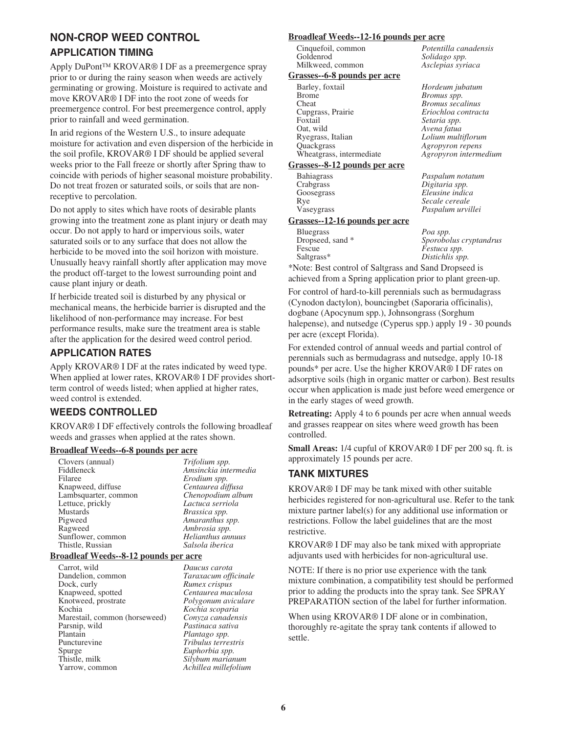## NON-CROP WEED CONTROL

### APPLICATION TIMING

Apply DuPont™ KROVAR® I DF as a preemergence spray prior to or during the rainy season when weeds are actively germinating or growing. Moisture is required to activate and move KROVAR® I DF into the root zone of weeds for preemergence control. For best preemergence control, apply prior to rainfall and weed germination.

In arid regions of the Western U.S., to insure adequate moisture for activation and even dispersion of the herbicide in the soil profile, KROVAR® I DF should be applied several weeks prior to the Fall freeze or shortly after Spring thaw to coincide with periods of higher seasonal moisture probability. Do not treat frozen or saturated soils, or soils that are non-receptive to percolation.

Do not apply to sites which have roots of desirable plants growing into the treatment zone as plant injury or death may occur. Do not apply to hard or impervious soils, water saturated soils or to any surface that does not allow the herbicide to be moved into the soil horizon with moisture. Unusually heavy rainfall shortly after application may move the product off-target to the lowest surrounding point and cause plant injury or death.

If herbicide treated soil is disturbed by any physical or mechanical means, the herbicide barrier is disrupted and the likelihood of non-performance may increase. For best performance results, make sure the treatment area is stable after the application for the desired weed control period.

### APPLICATION RATES

Apply KROVAR® I DF at the rates indicated by weed type. When applied at lower rates, KROVAR® I DF provides short-term control of weeds listed; when applied at higher rates, weed control is extended.

### WEEDS CONTROLLED

KROVAR® I DF effectively controls the following broadleaf weeds and grasses when applied at the rates shown.

**Broadleaf Weeds--6-8 pounds per acre**

| | |
|---|---|
| Clovers (annual) | *Trifolium spp.* |
| Fiddleneck | *Amsinckia intermedia* |
| Filaree | *Erodium spp.* |
| Knapweed, diffuse | *Centaurea diffusa* |
| Lambsquarter, common | *Chenopodium album* |
| Lettuce, prickly | *Lactuca serriola* |
| Mustards | *Brassica spp.* |
| Pigweed | *Amaranthus spp.* |
| Ragweed | *Ambrosia spp.* |
| Sunflower, common | *Helianthus annuus* |
| Thistle, Russian | *Salsola iberica* |

**Broadleaf Weeds--8-12 pounds per acre**

| | |
|---|---|
| Carrot, wild | *Daucus carota* |
| Dandelion, common | *Taraxacum officinale* |
| Dock, curly | *Rumex crispus* |
| Knapweed, spotted | *Centaurea maculosa* |
| Knotweed, prostrate | *Polygonum aviculare* |
| Kochia | *Kochia scoparia* |
| Marestail, common (horseweed) | *Conyza canadensis* |
| Parsnip, wild | *Pastinaca sativa* |
| Plantain | *Plantago spp.* |
| Puncturevine | *Tribulus terrestris* |
| Spurge | *Euphorbia spp.* |
| Thistle, milk | *Silybum marianum* |
| Yarrow, common | *Achillea millefolium* |

**Broadleaf Weeds--12-16 pounds per acre**

| | |
|---|---|
| Cinquefoil, common | *Potentilla canadensis* |
| Goldenrod | *Solidago spp.* |
| Milkweed, common | *Asclepias syriaca* |

**Grasses--6-8 pounds per acre**

| | |
|---|---|
| Barley, foxtail | *Hordeum jubatum* |
| Brome | *Bromus spp.* |
| Cheat | *Bromus secalinus* |
| Cupgrass, Prairie | *Eriochloa contracta* |
| Foxtail | *Setaria spp.* |
| Oat, wild | *Avena fatua* |
| Ryegrass, Italian | *Lolium multiflorum* |
| Quackgrass | *Agropyron repens* |
| Wheatgrass, intermediate | *Agropyron intermedium* |

**Grasses--8-12 pounds per acre**

| | |
|---|---|
| Bahiagrass | *Paspalum notatum* |
| Crabgrass | *Digitaria spp.* |
| Goosegrass | *Eleusine indica* |
| Rye | *Secale cereale* |
| Vaseygrass | *Paspalum urvillei* |

**Grasses--12-16 pounds per acre**

| | |
|---|---|
| Bluegrass | *Poa spp.* |
| Dropseed, sand * | *Sporobolus cryptandrus* |
| Fescue | *Festuca spp.* |
| Saltgrass* | *Distichlis spp.* |

*Note: Best control of Saltgrass and Sand Dropseed is achieved from a Spring application prior to plant green-up.

For control of hard-to-kill perennials such as bermudagrass (Cynodon dactylon), bouncingbet (Saporaria officinalis), dogbane (Apocynum spp.), Johnsongrass (Sorghum halepense), and nutsedge (Cyperus spp.) apply 19 - 30 pounds per acre (except Florida).

For extended control of annual weeds and partial control of perennials such as bermudagrass and nutsedge, apply 10-18 pounds* per acre. Use the higher KROVAR® I DF rates on adsorptive soils (high in organic matter or carbon). Best results occur when application is made just before weed emergence or in the early stages of weed growth.

**Retreating:** Apply 4 to 6 pounds per acre when annual weeds and grasses reappear on sites where weed growth has been controlled.

**Small Areas:** 1/4 cupful of KROVAR® I DF per 200 sq. ft. is approximately 15 pounds per acre.

### TANK MIXTURES

KROVAR® I DF may be tank mixed with other suitable herbicides registered for non-agricultural use. Refer to the tank mixture partner label(s) for any additional use information or restrictions. Follow the label guidelines that are the most restrictive.

KROVAR® I DF may also be tank mixed with appropriate adjuvants used with herbicides for non-agricultural use.

NOTE: If there is no prior use experience with the tank mixture combination, a compatibility test should be performed prior to adding the products into the spray tank. See SPRAY PREPARATION section of the label for further information.

When using KROVAR® I DF alone or in combination, thoroughly re-agitate the spray tank contents if allowed to settle.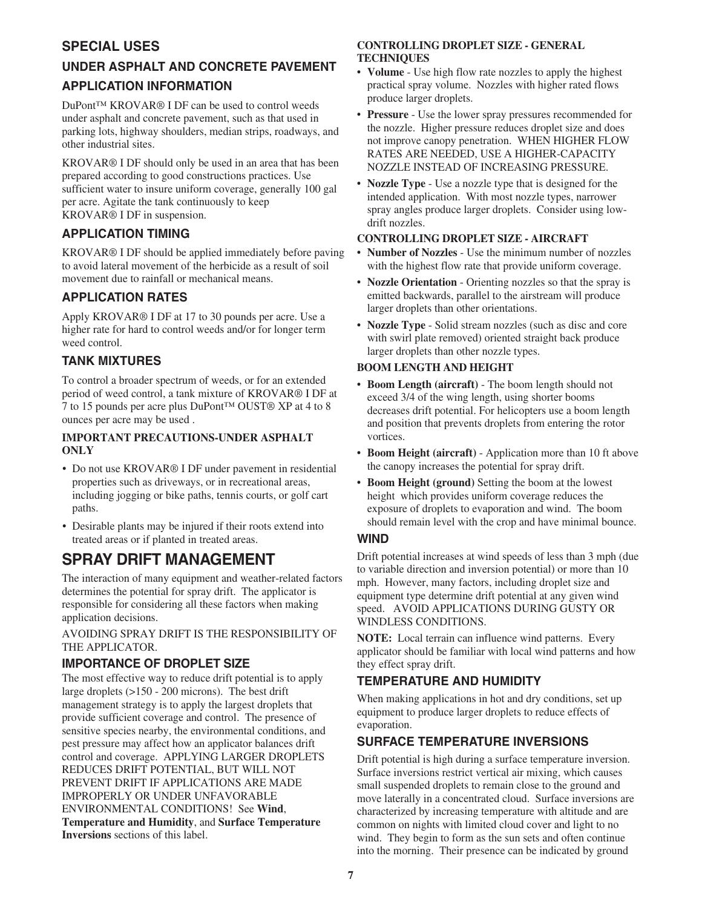## SPECIAL USES

### UNDER ASPHALT AND CONCRETE PAVEMENT

### APPLICATION INFORMATION

DuPont™ KROVAR® I DF can be used to control weeds under asphalt and concrete pavement, such as that used in parking lots, highway shoulders, median strips, roadways, and other industrial sites.

KROVAR® I DF should only be used in an area that has been prepared according to good constructions practices. Use sufficient water to insure uniform coverage, generally 100 gal per acre. Agitate the tank continuously to keep KROVAR® I DF in suspension.

### APPLICATION TIMING

KROVAR® I DF should be applied immediately before paving to avoid lateral movement of the herbicide as a result of soil movement due to rainfall or mechanical means.

### APPLICATION RATES

Apply KROVAR® I DF at 17 to 30 pounds per acre. Use a higher rate for hard to control weeds and/or for longer term weed control.

### TANK MIXTURES

To control a broader spectrum of weeds, or for an extended period of weed control, a tank mixture of KROVAR® I DF at 7 to 15 pounds per acre plus DuPont™ OUST® XP at 4 to 8 ounces per acre may be used .

**IMPORTANT PRECAUTIONS-UNDER ASPHALT ONLY**

- Do not use KROVAR® I DF under pavement in residential properties such as driveways, or in recreational areas, including jogging or bike paths, tennis courts, or golf cart paths.
- Desirable plants may be injured if their roots extend into treated areas or if planted in treated areas.

## SPRAY DRIFT MANAGEMENT

The interaction of many equipment and weather-related factors determines the potential for spray drift. The applicator is responsible for considering all these factors when making application decisions.

AVOIDING SPRAY DRIFT IS THE RESPONSIBILITY OF THE APPLICATOR.

### IMPORTANCE OF DROPLET SIZE

The most effective way to reduce drift potential is to apply large droplets (>150 - 200 microns). The best drift management strategy is to apply the largest droplets that provide sufficient coverage and control. The presence of sensitive species nearby, the environmental conditions, and pest pressure may affect how an applicator balances drift control and coverage. APPLYING LARGER DROPLETS REDUCES DRIFT POTENTIAL, BUT WILL NOT PREVENT DRIFT IF APPLICATIONS ARE MADE IMPROPERLY OR UNDER UNFAVORABLE ENVIRONMENTAL CONDITIONS! See **Wind**, **Temperature and Humidity**, and **Surface Temperature Inversions** sections of this label.

**CONTROLLING DROPLET SIZE - GENERAL TECHNIQUES**

- **Volume** - Use high flow rate nozzles to apply the highest practical spray volume. Nozzles with higher rated flows produce larger droplets.
- **Pressure** - Use the lower spray pressures recommended for the nozzle. Higher pressure reduces droplet size and does not improve canopy penetration. WHEN HIGHER FLOW RATES ARE NEEDED, USE A HIGHER-CAPACITY NOZZLE INSTEAD OF INCREASING PRESSURE.
- **Nozzle Type** - Use a nozzle type that is designed for the intended application. With most nozzle types, narrower spray angles produce larger droplets. Consider using low-drift nozzles.

**CONTROLLING DROPLET SIZE - AIRCRAFT**

- **Number of Nozzles** - Use the minimum number of nozzles with the highest flow rate that provide uniform coverage.
- **Nozzle Orientation** - Orienting nozzles so that the spray is emitted backwards, parallel to the airstream will produce larger droplets than other orientations.
- **Nozzle Type** - Solid stream nozzles (such as disc and core with swirl plate removed) oriented straight back produce larger droplets than other nozzle types.

**BOOM LENGTH AND HEIGHT**

- **Boom Length (aircraft)** - The boom length should not exceed 3/4 of the wing length, using shorter booms decreases drift potential. For helicopters use a boom length and position that prevents droplets from entering the rotor vortices.
- **Boom Height (aircraft)** - Application more than 10 ft above the canopy increases the potential for spray drift.
- **Boom Height (ground)** Setting the boom at the lowest height which provides uniform coverage reduces the exposure of droplets to evaporation and wind. The boom should remain level with the crop and have minimal bounce.

### WIND

Drift potential increases at wind speeds of less than 3 mph (due to variable direction and inversion potential) or more than 10 mph. However, many factors, including droplet size and equipment type determine drift potential at any given wind speed. AVOID APPLICATIONS DURING GUSTY OR WINDLESS CONDITIONS.

**NOTE:** Local terrain can influence wind patterns. Every applicator should be familiar with local wind patterns and how they effect spray drift.

### TEMPERATURE AND HUMIDITY

When making applications in hot and dry conditions, set up equipment to produce larger droplets to reduce effects of evaporation.

### SURFACE TEMPERATURE INVERSIONS

Drift potential is high during a surface temperature inversion. Surface inversions restrict vertical air mixing, which causes small suspended droplets to remain close to the ground and move laterally in a concentrated cloud. Surface inversions are characterized by increasing temperature with altitude and are common on nights with limited cloud cover and light to no wind. They begin to form as the sun sets and often continue into the morning. Their presence can be indicated by ground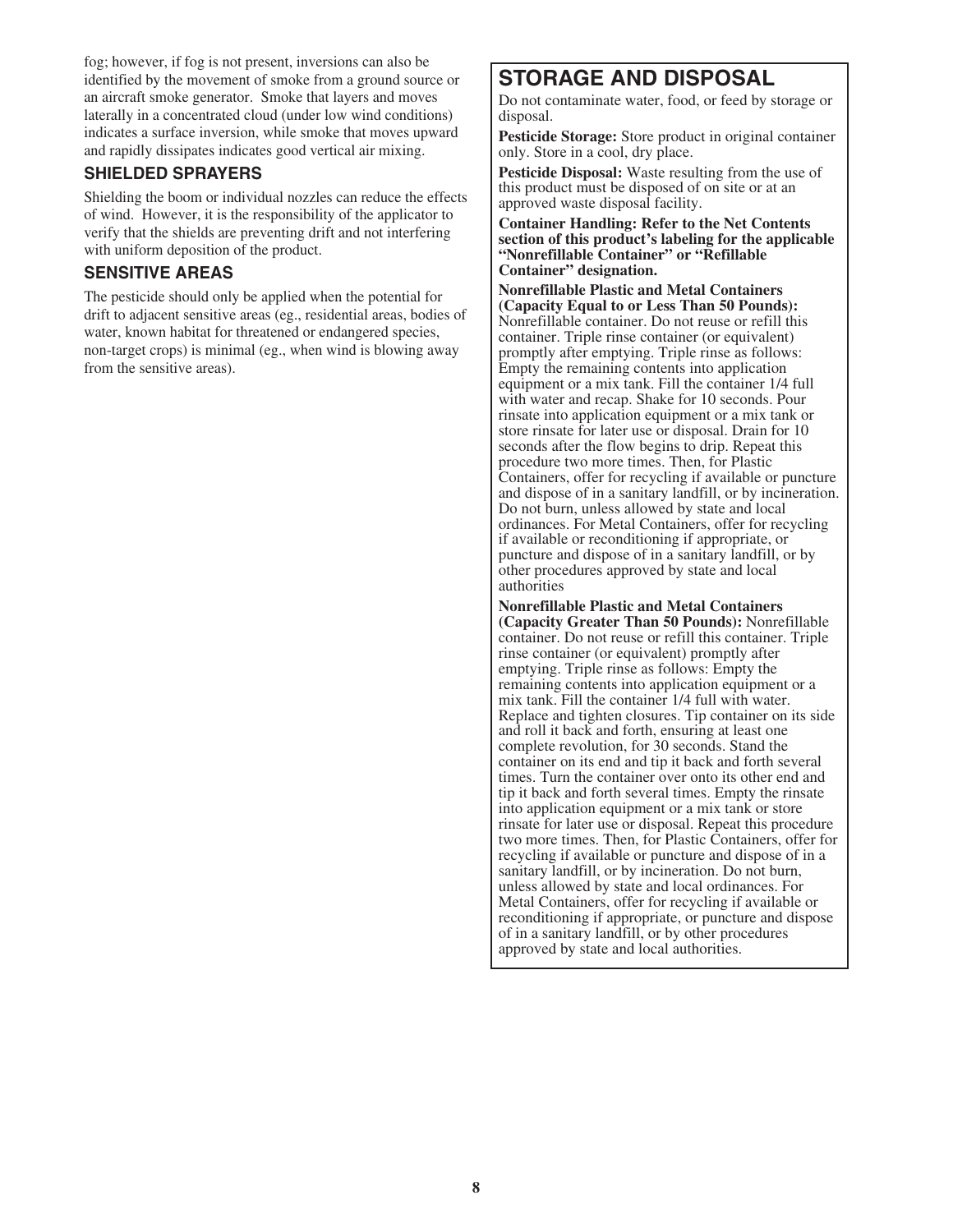fog; however, if fog is not present, inversions can also be identified by the movement of smoke from a ground source or an aircraft smoke generator. Smoke that layers and moves laterally in a concentrated cloud (under low wind conditions) indicates a surface inversion, while smoke that moves upward and rapidly dissipates indicates good vertical air mixing.

### SHIELDED SPRAYERS

Shielding the boom or individual nozzles can reduce the effects of wind. However, it is the responsibility of the applicator to verify that the shields are preventing drift and not interfering with uniform deposition of the product.

### SENSITIVE AREAS

The pesticide should only be applied when the potential for drift to adjacent sensitive areas (eg., residential areas, bodies of water, known habitat for threatened or endangered species, non-target crops) is minimal (eg., when wind is blowing away from the sensitive areas).

## STORAGE AND DISPOSAL

Do not contaminate water, food, or feed by storage or disposal.

**Pesticide Storage:** Store product in original container only. Store in a cool, dry place.

**Pesticide Disposal:** Waste resulting from the use of this product must be disposed of on site or at an approved waste disposal facility.

**Container Handling: Refer to the Net Contents section of this product's labeling for the applicable "Nonrefillable Container" or "Refillable Container" designation.**

**Nonrefillable Plastic and Metal Containers (Capacity Equal to or Less Than 50 Pounds):** Nonrefillable container. Do not reuse or refill this container. Triple rinse container (or equivalent) promptly after emptying. Triple rinse as follows: Empty the remaining contents into application equipment or a mix tank. Fill the container 1/4 full with water and recap. Shake for 10 seconds. Pour rinsate into application equipment or a mix tank or store rinsate for later use or disposal. Drain for 10 seconds after the flow begins to drip. Repeat this procedure two more times. Then, for Plastic Containers, offer for recycling if available or puncture and dispose of in a sanitary landfill, or by incineration. Do not burn, unless allowed by state and local ordinances. For Metal Containers, offer for recycling if available or reconditioning if appropriate, or puncture and dispose of in a sanitary landfill, or by other procedures approved by state and local authorities

**Nonrefillable Plastic and Metal Containers (Capacity Greater Than 50 Pounds):** Nonrefillable container. Do not reuse or refill this container. Triple rinse container (or equivalent) promptly after emptying. Triple rinse as follows: Empty the remaining contents into application equipment or a mix tank. Fill the container 1/4 full with water. Replace and tighten closures. Tip container on its side and roll it back and forth, ensuring at least one complete revolution, for 30 seconds. Stand the container on its end and tip it back and forth several times. Turn the container over onto its other end and tip it back and forth several times. Empty the rinsate into application equipment or a mix tank or store rinsate for later use or disposal. Repeat this procedure two more times. Then, for Plastic Containers, offer for recycling if available or puncture and dispose of in a sanitary landfill, or by incineration. Do not burn, unless allowed by state and local ordinances. For Metal Containers, offer for recycling if available or reconditioning if appropriate, or puncture and dispose of in a sanitary landfill, or by other procedures approved by state and local authorities.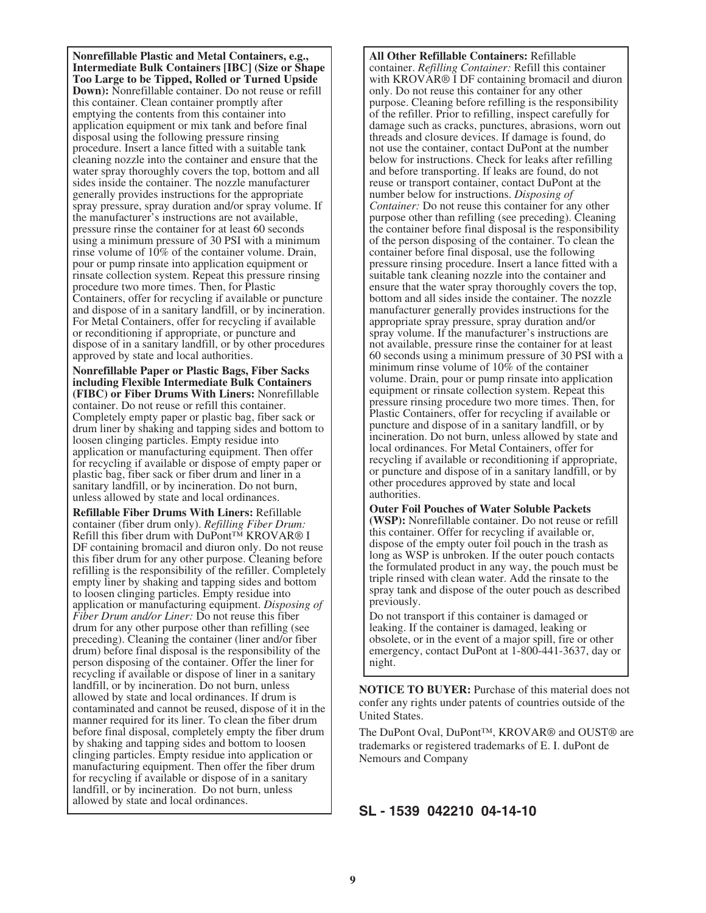**Nonrefillable Plastic and Metal Containers, e.g., Intermediate Bulk Containers [IBC] (Size or Shape Too Large to be Tipped, Rolled or Turned Upside Down):** Nonrefillable container. Do not reuse or refill this container. Clean container promptly after emptying the contents from this container into application equipment or mix tank and before final disposal using the following pressure rinsing procedure. Insert a lance fitted with a suitable tank cleaning nozzle into the container and ensure that the water spray thoroughly covers the top, bottom and all sides inside the container. The nozzle manufacturer generally provides instructions for the appropriate spray pressure, spray duration and/or spray volume. If the manufacturer's instructions are not available, pressure rinse the container for at least 60 seconds using a minimum pressure of 30 PSI with a minimum rinse volume of 10% of the container volume. Drain, pour or pump rinsate into application equipment or rinsate collection system. Repeat this pressure rinsing procedure two more times. Then, for Plastic Containers, offer for recycling if available or puncture and dispose of in a sanitary landfill, or by incineration. For Metal Containers, offer for recycling if available or reconditioning if appropriate, or puncture and dispose of in a sanitary landfill, or by other procedures approved by state and local authorities.

**Nonrefillable Paper or Plastic Bags, Fiber Sacks including Flexible Intermediate Bulk Containers (FIBC) or Fiber Drums With Liners:** Nonrefillable container. Do not reuse or refill this container. Completely empty paper or plastic bag, fiber sack or drum liner by shaking and tapping sides and bottom to loosen clinging particles. Empty residue into application or manufacturing equipment. Then offer for recycling if available or dispose of empty paper or plastic bag, fiber sack or fiber drum and liner in a sanitary landfill, or by incineration. Do not burn, unless allowed by state and local ordinances.

**Refillable Fiber Drums With Liners:** Refillable container (fiber drum only). *Refilling Fiber Drum:* Refill this fiber drum with DuPont™ KROVAR® I DF containing bromacil and diuron only. Do not reuse this fiber drum for any other purpose. Cleaning before refilling is the responsibility of the refiller. Completely empty liner by shaking and tapping sides and bottom to loosen clinging particles. Empty residue into application or manufacturing equipment. *Disposing of Fiber Drum and/or Liner:* Do not reuse this fiber drum for any other purpose other than refilling (see preceding). Cleaning the container (liner and/or fiber drum) before final disposal is the responsibility of the person disposing of the container. Offer the liner for recycling if available or dispose of liner in a sanitary landfill, or by incineration. Do not burn, unless allowed by state and local ordinances. If drum is contaminated and cannot be reused, dispose of it in the manner required for its liner. To clean the fiber drum before final disposal, completely empty the fiber drum by shaking and tapping sides and bottom to loosen clinging particles. Empty residue into application or manufacturing equipment. Then offer the fiber drum for recycling if available or dispose of in a sanitary landfill, or by incineration. Do not burn, unless allowed by state and local ordinances.

**All Other Refillable Containers:** Refillable container. *Refilling Container:* Refill this container with KROVAR® I DF containing bromacil and diuron only. Do not reuse this container for any other purpose. Cleaning before refilling is the responsibility of the refiller. Prior to refilling, inspect carefully for damage such as cracks, punctures, abrasions, worn out threads and closure devices. If damage is found, do not use the container, contact DuPont at the number below for instructions. Check for leaks after refilling and before transporting. If leaks are found, do not reuse or transport container, contact DuPont at the number below for instructions. *Disposing of Container:* Do not reuse this container for any other purpose other than refilling (see preceding). Cleaning the container before final disposal is the responsibility of the person disposing of the container. To clean the container before final disposal, use the following pressure rinsing procedure. Insert a lance fitted with a suitable tank cleaning nozzle into the container and ensure that the water spray thoroughly covers the top, bottom and all sides inside the container. The nozzle manufacturer generally provides instructions for the appropriate spray pressure, spray duration and/or spray volume. If the manufacturer's instructions are not available, pressure rinse the container for at least 60 seconds using a minimum pressure of 30 PSI with a minimum rinse volume of 10% of the container volume. Drain, pour or pump rinsate into application equipment or rinsate collection system. Repeat this pressure rinsing procedure two more times. Then, for Plastic Containers, offer for recycling if available or puncture and dispose of in a sanitary landfill, or by incineration. Do not burn, unless allowed by state and local ordinances. For Metal Containers, offer for recycling if available or reconditioning if appropriate, or puncture and dispose of in a sanitary landfill, or by other procedures approved by state and local authorities.

**Outer Foil Pouches of Water Soluble Packets (WSP):** Nonrefillable container. Do not reuse or refill this container. Offer for recycling if available or, dispose of the empty outer foil pouch in the trash as long as WSP is unbroken. If the outer pouch contacts the formulated product in any way, the pouch must be triple rinsed with clean water. Add the rinsate to the spray tank and dispose of the outer pouch as described previously.

Do not transport if this container is damaged or leaking. If the container is damaged, leaking or obsolete, or in the event of a major spill, fire or other emergency, contact DuPont at 1-800-441-3637, day or night.

**NOTICE TO BUYER:** Purchase of this material does not confer any rights under patents of countries outside of the United States.

The DuPont Oval, DuPont™, KROVAR® and OUST® are trademarks or registered trademarks of E. I. duPont de Nemours and Company

**SL - 1539 042210 04-14-10**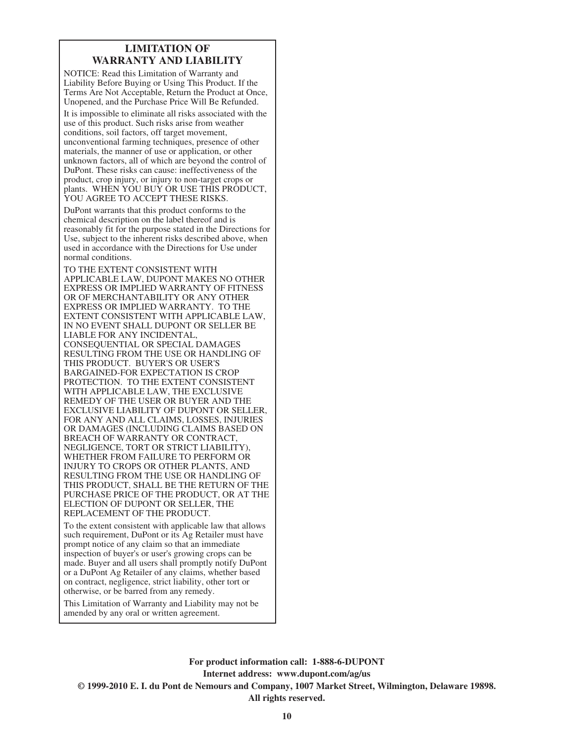## LIMITATION OF WARRANTY AND LIABILITY

NOTICE: Read this Limitation of Warranty and Liability Before Buying or Using This Product. If the Terms Are Not Acceptable, Return the Product at Once, Unopened, and the Purchase Price Will Be Refunded.

It is impossible to eliminate all risks associated with the use of this product. Such risks arise from weather conditions, soil factors, off target movement, unconventional farming techniques, presence of other materials, the manner of use or application, or other unknown factors, all of which are beyond the control of DuPont. These risks can cause: ineffectiveness of the product, crop injury, or injury to non-target crops or plants. WHEN YOU BUY OR USE THIS PRODUCT, YOU AGREE TO ACCEPT THESE RISKS.

DuPont warrants that this product conforms to the chemical description on the label thereof and is reasonably fit for the purpose stated in the Directions for Use, subject to the inherent risks described above, when used in accordance with the Directions for Use under normal conditions.

TO THE EXTENT CONSISTENT WITH APPLICABLE LAW, DUPONT MAKES NO OTHER EXPRESS OR IMPLIED WARRANTY OF FITNESS OR OF MERCHANTABILITY OR ANY OTHER EXPRESS OR IMPLIED WARRANTY. TO THE EXTENT CONSISTENT WITH APPLICABLE LAW, IN NO EVENT SHALL DUPONT OR SELLER BE LIABLE FOR ANY INCIDENTAL, CONSEQUENTIAL OR SPECIAL DAMAGES RESULTING FROM THE USE OR HANDLING OF THIS PRODUCT. BUYER'S OR USER'S BARGAINED-FOR EXPECTATION IS CROP PROTECTION. TO THE EXTENT CONSISTENT WITH APPLICABLE LAW, THE EXCLUSIVE REMEDY OF THE USER OR BUYER AND THE EXCLUSIVE LIABILITY OF DUPONT OR SELLER, FOR ANY AND ALL CLAIMS, LOSSES, INJURIES OR DAMAGES (INCLUDING CLAIMS BASED ON BREACH OF WARRANTY OR CONTRACT, NEGLIGENCE, TORT OR STRICT LIABILITY), WHETHER FROM FAILURE TO PERFORM OR INJURY TO CROPS OR OTHER PLANTS, AND RESULTING FROM THE USE OR HANDLING OF THIS PRODUCT, SHALL BE THE RETURN OF THE PURCHASE PRICE OF THE PRODUCT, OR AT THE ELECTION OF DUPONT OR SELLER, THE REPLACEMENT OF THE PRODUCT.

To the extent consistent with applicable law that allows such requirement, DuPont or its Ag Retailer must have prompt notice of any claim so that an immediate inspection of buyer's or user's growing crops can be made. Buyer and all users shall promptly notify DuPont or a DuPont Ag Retailer of any claims, whether based on contract, negligence, strict liability, other tort or otherwise, or be barred from any remedy.

This Limitation of Warranty and Liability may not be amended by any oral or written agreement.

**For product information call: 1-888-6-DUPONT**

**Internet address: www.dupont.com/ag/us**

**© 1999-2010 E. I. du Pont de Nemours and Company, 1007 Market Street, Wilmington, Delaware 19898. All rights reserved.**